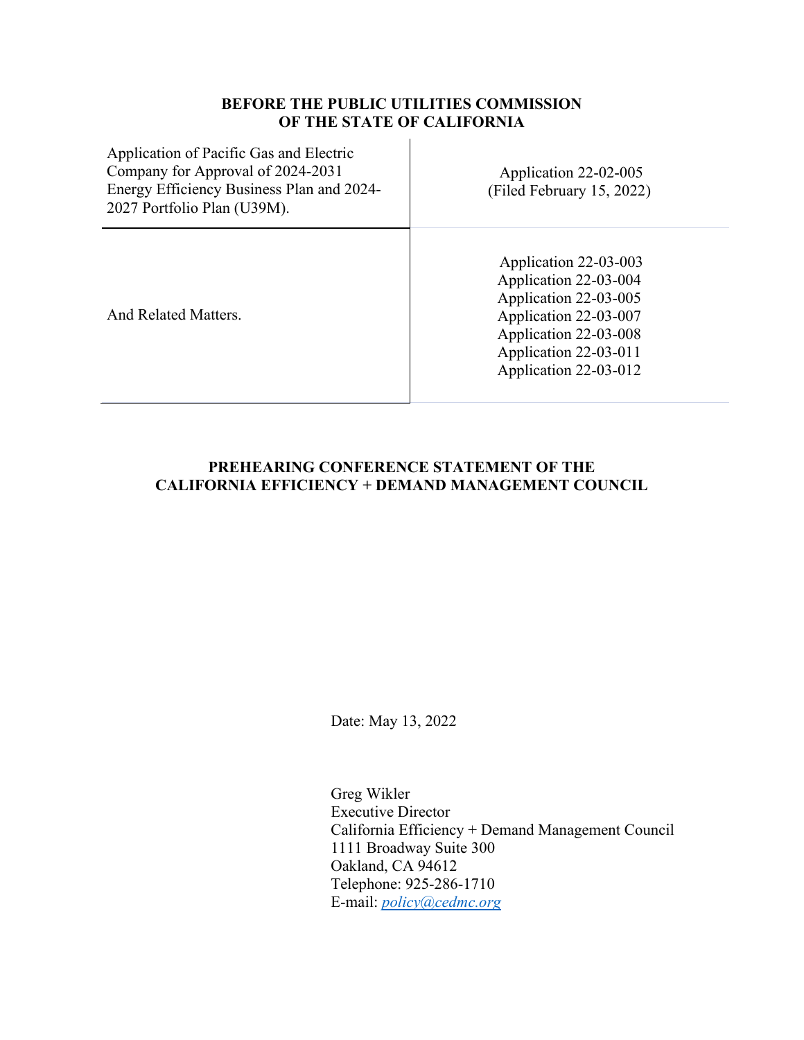**BEFORE THE PUBLIC UTILITIES COMMISSION
OF THE STATE OF CALIFORNIA**

| | |
|---|---|
| Application of Pacific Gas and Electric Company for Approval of 2024-2031 Energy Efficiency Business Plan and 2024-2027 Portfolio Plan (U39M). | Application 22-02-005<br>(Filed February 15, 2022) |
| And Related Matters. | Application 22-03-003<br>Application 22-03-004<br>Application 22-03-005<br>Application 22-03-007<br>Application 22-03-008<br>Application 22-03-011<br>Application 22-03-012 |

**PREHEARING CONFERENCE STATEMENT OF THE
CALIFORNIA EFFICIENCY + DEMAND MANAGEMENT COUNCIL**

Date: May 13, 2022

Greg Wikler
Executive Director
California Efficiency + Demand Management Council
1111 Broadway Suite 300
Oakland, CA 94612
Telephone: 925-286-1710
E-mail: policy@cedmc.org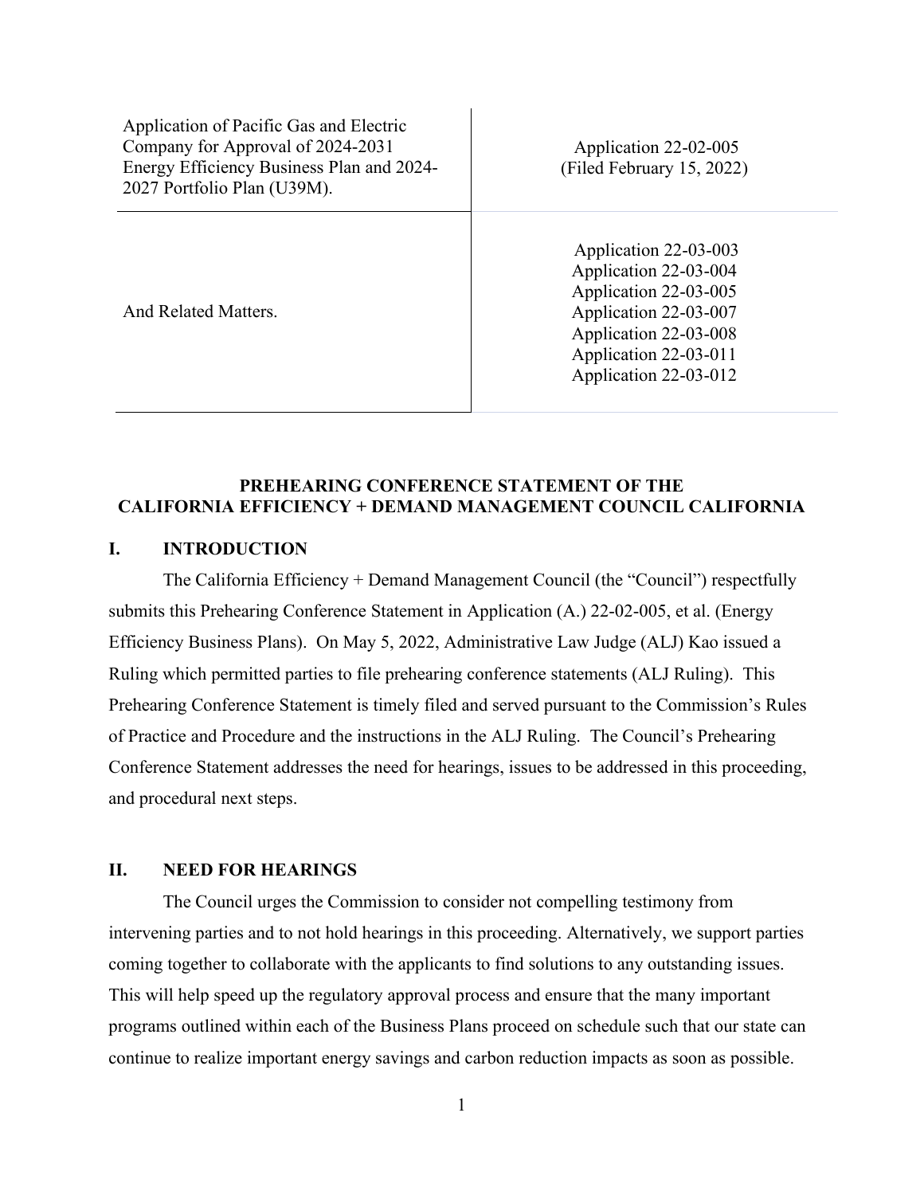| Application of Pacific Gas and Electric Company for Approval of 2024-2031 Energy Efficiency Business Plan and 2024-2027 Portfolio Plan (U39M). | Application 22-02-005 (Filed February 15, 2022) |
|---|---|
| And Related Matters. | Application 22-03-003<br>Application 22-03-004<br>Application 22-03-005<br>Application 22-03-007<br>Application 22-03-008<br>Application 22-03-011<br>Application 22-03-012 |

**PREHEARING CONFERENCE STATEMENT OF THE CALIFORNIA EFFICIENCY + DEMAND MANAGEMENT COUNCIL CALIFORNIA**

## I. INTRODUCTION

The California Efficiency + Demand Management Council (the "Council") respectfully submits this Prehearing Conference Statement in Application (A.) 22-02-005, et al. (Energy Efficiency Business Plans). On May 5, 2022, Administrative Law Judge (ALJ) Kao issued a Ruling which permitted parties to file prehearing conference statements (ALJ Ruling). This Prehearing Conference Statement is timely filed and served pursuant to the Commission's Rules of Practice and Procedure and the instructions in the ALJ Ruling. The Council's Prehearing Conference Statement addresses the need for hearings, issues to be addressed in this proceeding, and procedural next steps.

## II. NEED FOR HEARINGS

The Council urges the Commission to consider not compelling testimony from intervening parties and to not hold hearings in this proceeding. Alternatively, we support parties coming together to collaborate with the applicants to find solutions to any outstanding issues. This will help speed up the regulatory approval process and ensure that the many important programs outlined within each of the Business Plans proceed on schedule such that our state can continue to realize important energy savings and carbon reduction impacts as soon as possible.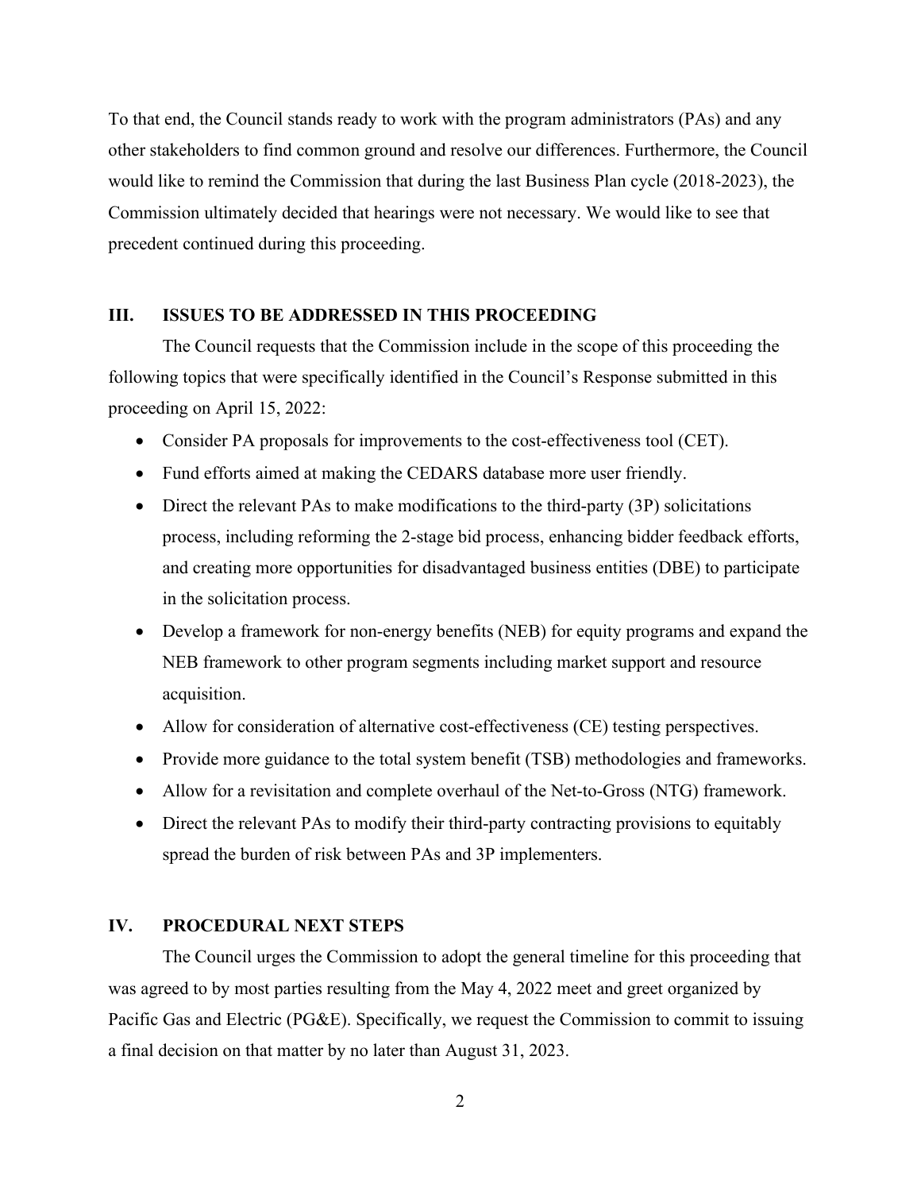To that end, the Council stands ready to work with the program administrators (PAs) and any other stakeholders to find common ground and resolve our differences. Furthermore, the Council would like to remind the Commission that during the last Business Plan cycle (2018-2023), the Commission ultimately decided that hearings were not necessary. We would like to see that precedent continued during this proceeding.

## III. ISSUES TO BE ADDRESSED IN THIS PROCEEDING

The Council requests that the Commission include in the scope of this proceeding the following topics that were specifically identified in the Council's Response submitted in this proceeding on April 15, 2022:

- Consider PA proposals for improvements to the cost-effectiveness tool (CET).
- Fund efforts aimed at making the CEDARS database more user friendly.
- Direct the relevant PAs to make modifications to the third-party (3P) solicitations process, including reforming the 2-stage bid process, enhancing bidder feedback efforts, and creating more opportunities for disadvantaged business entities (DBE) to participate in the solicitation process.
- Develop a framework for non-energy benefits (NEB) for equity programs and expand the NEB framework to other program segments including market support and resource acquisition.
- Allow for consideration of alternative cost-effectiveness (CE) testing perspectives.
- Provide more guidance to the total system benefit (TSB) methodologies and frameworks.
- Allow for a revisitation and complete overhaul of the Net-to-Gross (NTG) framework.
- Direct the relevant PAs to modify their third-party contracting provisions to equitably spread the burden of risk between PAs and 3P implementers.

## IV. PROCEDURAL NEXT STEPS

The Council urges the Commission to adopt the general timeline for this proceeding that was agreed to by most parties resulting from the May 4, 2022 meet and greet organized by Pacific Gas and Electric (PG&E). Specifically, we request the Commission to commit to issuing a final decision on that matter by no later than August 31, 2023.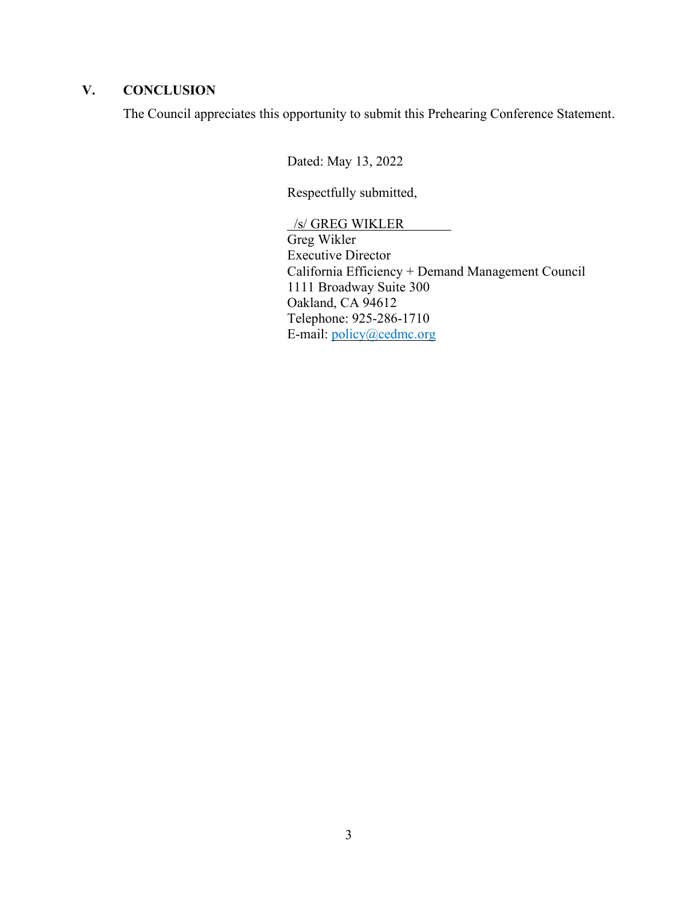## V. CONCLUSION

The Council appreciates this opportunity to submit this Prehearing Conference Statement.

Dated: May 13, 2022

Respectfully submitted,

/s/ GREG WIKLER

Greg Wikler
Executive Director
California Efficiency + Demand Management Council
1111 Broadway Suite 300
Oakland, CA 94612
Telephone: 925-286-1710
E-mail: policy@cedmc.org